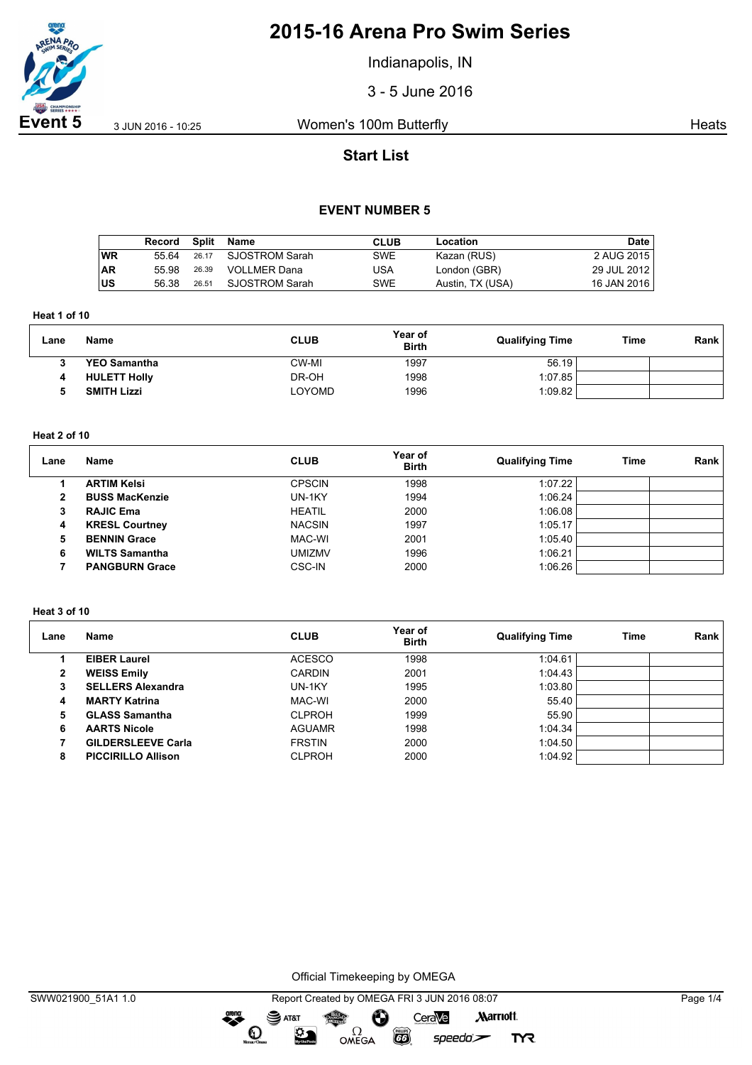# 2015-16 Arena Pro Swim Series

Indianapolis, IN

3 - 5 June 2016

**Event 5** 3 JUN 2016 - 10:25 Women's 100m Butterfly Heats

## Start List

### EVENT NUMBER 5

| | Record | Split | Name | CLUB | Location | Date |
|---|---|---|---|---|---|---|
| WR | 55.64 | 26.17 | SJOSTROM Sarah | SWE | Kazan (RUS) | 2 AUG 2015 |
| AR | 55.98 | 26.39 | VOLLMER Dana | USA | London (GBR) | 29 JUL 2012 |
| US | 56.38 | 26.51 | SJOSTROM Sarah | SWE | Austin, TX (USA) | 16 JAN 2016 |

**Heat 1 of 10**

| Lane | Name | CLUB | Year of Birth | Qualifying Time | Time | Rank |
|---|---|---|---|---|---|---|
| 3 | **YEO Samantha** | CW-MI | 1997 | 56.19 | | |
| 4 | **HULETT Holly** | DR-OH | 1998 | 1:07.85 | | |
| 5 | **SMITH Lizzi** | LOYOMD | 1996 | 1:09.82 | | |

**Heat 2 of 10**

| Lane | Name | CLUB | Year of Birth | Qualifying Time | Time | Rank |
|---|---|---|---|---|---|---|
| 1 | **ARTIM Kelsi** | CPSCIN | 1998 | 1:07.22 | | |
| 2 | **BUSS MacKenzie** | UN-1KY | 1994 | 1:06.24 | | |
| 3 | **RAJIC Ema** | HEATIL | 2000 | 1:06.08 | | |
| 4 | **KRESL Courtney** | NACSIN | 1997 | 1:05.17 | | |
| 5 | **BENNIN Grace** | MAC-WI | 2001 | 1:05.40 | | |
| 6 | **WILTS Samantha** | UMIZMV | 1996 | 1:06.21 | | |
| 7 | **PANGBURN Grace** | CSC-IN | 2000 | 1:06.26 | | |

**Heat 3 of 10**

| Lane | Name | CLUB | Year of Birth | Qualifying Time | Time | Rank |
|---|---|---|---|---|---|---|
| 1 | **EIBER Laurel** | ACESCO | 1998 | 1:04.61 | | |
| 2 | **WEISS Emily** | CARDIN | 2001 | 1:04.43 | | |
| 3 | **SELLERS Alexandra** | UN-1KY | 1995 | 1:03.80 | | |
| 4 | **MARTY Katrina** | MAC-WI | 2000 | 55.40 | | |
| 5 | **GLASS Samantha** | CLPROH | 1999 | 55.90 | | |
| 6 | **AARTS Nicole** | AGUAMR | 1998 | 1:04.34 | | |
| 7 | **GILDERSLEEVE Carla** | FRSTIN | 2000 | 1:04.50 | | |
| 8 | **PICCIRILLO Allison** | CLPROH | 2000 | 1:04.92 | | |

Official Timekeeping by OMEGA

SWW021900_51A1 1.0 Report Created by OMEGA FRI 3 JUN 2016 08:07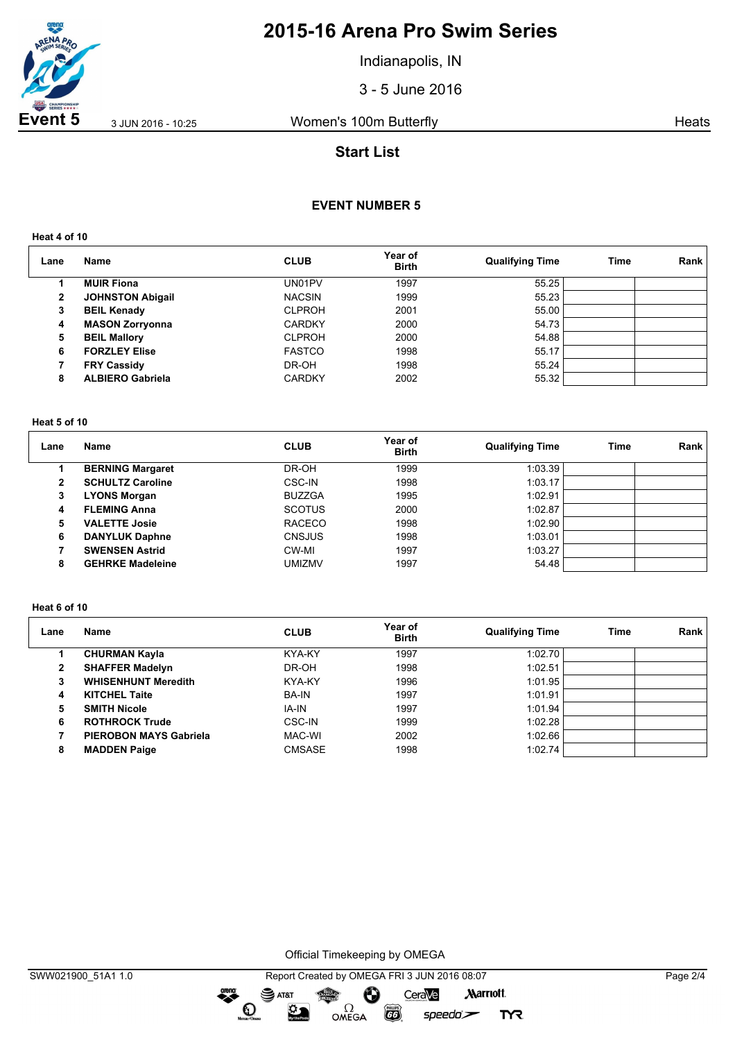# 2015-16 Arena Pro Swim Series

Indianapolis, IN

3 - 5 June 2016

**Event 5** 3 JUN 2016 - 10:25 Women's 100m Butterfly Heats

## Start List

### EVENT NUMBER 5

**Heat 4 of 10**

| Lane | Name | CLUB | Year of Birth | Qualifying Time | Time | Rank |
|---|---|---|---|---|---|---|
| 1 | **MUIR Fiona** | UN01PV | 1997 | 55.25 | | |
| 2 | **JOHNSTON Abigail** | NACSIN | 1999 | 55.23 | | |
| 3 | **BEIL Kenady** | CLPROH | 2001 | 55.00 | | |
| 4 | **MASON Zorryonna** | CARDKY | 2000 | 54.73 | | |
| 5 | **BEIL Mallory** | CLPROH | 2000 | 54.88 | | |
| 6 | **FORZLEY Elise** | FASTCO | 1998 | 55.17 | | |
| 7 | **FRY Cassidy** | DR-OH | 1998 | 55.24 | | |
| 8 | **ALBIERO Gabriela** | CARDKY | 2002 | 55.32 | | |

**Heat 5 of 10**

| Lane | Name | CLUB | Year of Birth | Qualifying Time | Time | Rank |
|---|---|---|---|---|---|---|
| 1 | **BERNING Margaret** | DR-OH | 1999 | 1:03.39 | | |
| 2 | **SCHULTZ Caroline** | CSC-IN | 1998 | 1:03.17 | | |
| 3 | **LYONS Morgan** | BUZZGA | 1995 | 1:02.91 | | |
| 4 | **FLEMING Anna** | SCOTUS | 2000 | 1:02.87 | | |
| 5 | **VALETTE Josie** | RACECO | 1998 | 1:02.90 | | |
| 6 | **DANYLUK Daphne** | CNSJUS | 1998 | 1:03.01 | | |
| 7 | **SWENSEN Astrid** | CW-MI | 1997 | 1:03.27 | | |
| 8 | **GEHRKE Madeleine** | UMIZMV | 1997 | 54.48 | | |

**Heat 6 of 10**

| Lane | Name | CLUB | Year of Birth | Qualifying Time | Time | Rank |
|---|---|---|---|---|---|---|
| 1 | **CHURMAN Kayla** | KYA-KY | 1997 | 1:02.70 | | |
| 2 | **SHAFFER Madelyn** | DR-OH | 1998 | 1:02.51 | | |
| 3 | **WHISENHUNT Meredith** | KYA-KY | 1996 | 1:01.95 | | |
| 4 | **KITCHEL Taite** | BA-IN | 1997 | 1:01.91 | | |
| 5 | **SMITH Nicole** | IA-IN | 1997 | 1:01.94 | | |
| 6 | **ROTHROCK Trude** | CSC-IN | 1999 | 1:02.28 | | |
| 7 | **PIEROBON MAYS Gabriela** | MAC-WI | 2002 | 1:02.66 | | |
| 8 | **MADDEN Paige** | CMSASE | 1998 | 1:02.74 | | |

Official Timekeeping by OMEGA

SWW021900_51A1 1.0 Report Created by OMEGA FRI 3 JUN 2016 08:07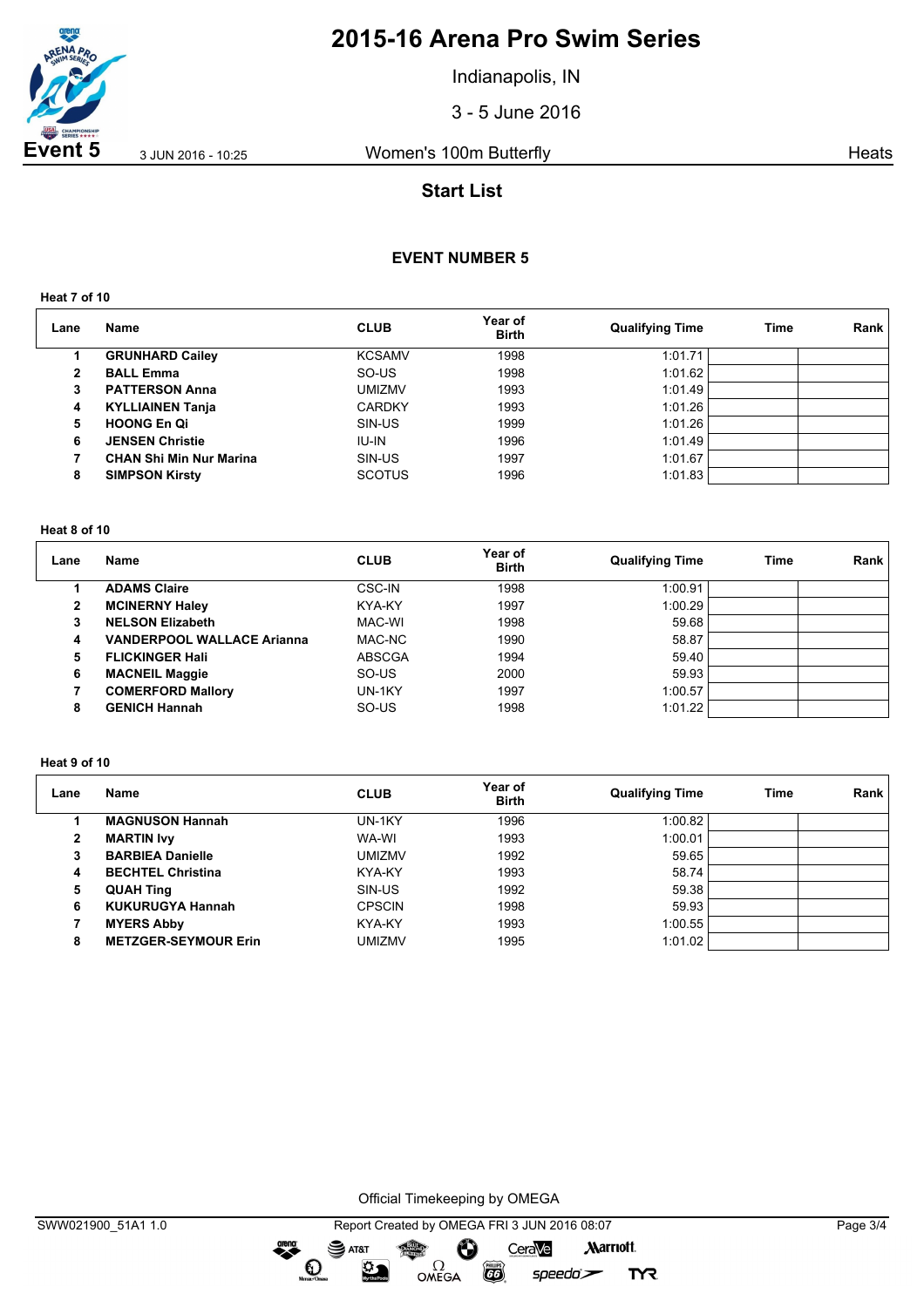# 2015-16 Arena Pro Swim Series

Indianapolis, IN

3 - 5 June 2016

**Event 5** 3 JUN 2016 - 10:25 Women's 100m Butterfly Heats

## Start List

### EVENT NUMBER 5

**Heat 7 of 10**

| Lane | Name | CLUB | Year of Birth | Qualifying Time | Time | Rank |
|---|---|---|---|---|---|---|
| 1 | **GRUNHARD Cailey** | KCSAMV | 1998 | 1:01.71 | | |
| 2 | **BALL Emma** | SO-US | 1998 | 1:01.62 | | |
| 3 | **PATTERSON Anna** | UMIZMV | 1993 | 1:01.49 | | |
| 4 | **KYLLIAINEN Tanja** | CARDKY | 1993 | 1:01.26 | | |
| 5 | **HOONG En Qi** | SIN-US | 1999 | 1:01.26 | | |
| 6 | **JENSEN Christie** | IU-IN | 1996 | 1:01.49 | | |
| 7 | **CHAN Shi Min Nur Marina** | SIN-US | 1997 | 1:01.67 | | |
| 8 | **SIMPSON Kirsty** | SCOTUS | 1996 | 1:01.83 | | |

**Heat 8 of 10**

| Lane | Name | CLUB | Year of Birth | Qualifying Time | Time | Rank |
|---|---|---|---|---|---|---|
| 1 | **ADAMS Claire** | CSC-IN | 1998 | 1:00.91 | | |
| 2 | **MCINERNY Haley** | KYA-KY | 1997 | 1:00.29 | | |
| 3 | **NELSON Elizabeth** | MAC-WI | 1998 | 59.68 | | |
| 4 | **VANDERPOOL WALLACE Arianna** | MAC-NC | 1990 | 58.87 | | |
| 5 | **FLICKINGER Hali** | ABSCGA | 1994 | 59.40 | | |
| 6 | **MACNEIL Maggie** | SO-US | 2000 | 59.93 | | |
| 7 | **COMERFORD Mallory** | UN-1KY | 1997 | 1:00.57 | | |
| 8 | **GENICH Hannah** | SO-US | 1998 | 1:01.22 | | |

**Heat 9 of 10**

| Lane | Name | CLUB | Year of Birth | Qualifying Time | Time | Rank |
|---|---|---|---|---|---|---|
| 1 | **MAGNUSON Hannah** | UN-1KY | 1996 | 1:00.82 | | |
| 2 | **MARTIN Ivy** | WA-WI | 1993 | 1:00.01 | | |
| 3 | **BARBIEA Danielle** | UMIZMV | 1992 | 59.65 | | |
| 4 | **BECHTEL Christina** | KYA-KY | 1993 | 58.74 | | |
| 5 | **QUAH Ting** | SIN-US | 1992 | 59.38 | | |
| 6 | **KUKURUGYA Hannah** | CPSCIN | 1998 | 59.93 | | |
| 7 | **MYERS Abby** | KYA-KY | 1993 | 1:00.55 | | |
| 8 | **METZGER-SEYMOUR Erin** | UMIZMV | 1995 | 1:01.02 | | |

Official Timekeeping by OMEGA

SWW021900_51A1 1.0 Report Created by OMEGA FRI 3 JUN 2016 08:07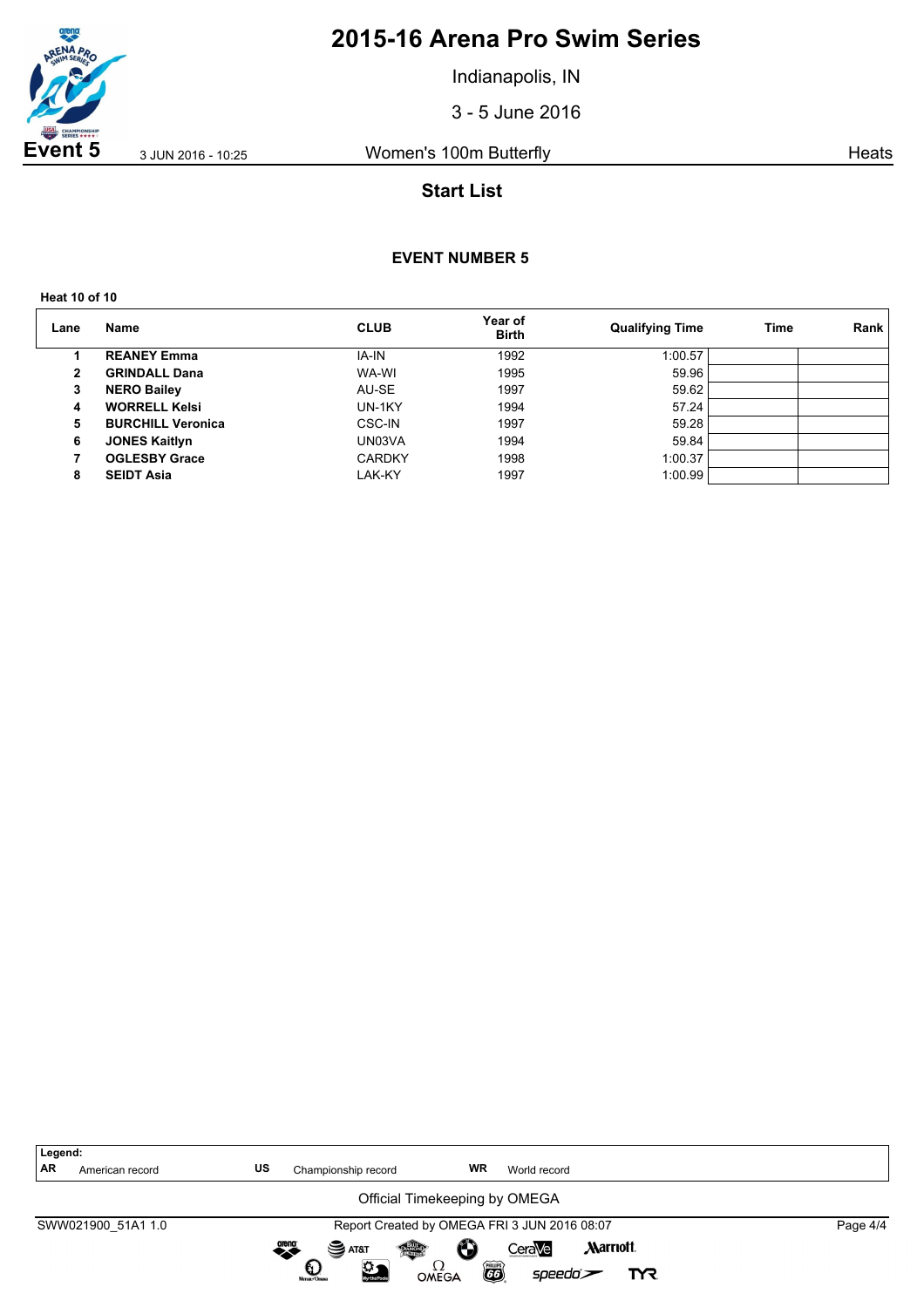# 2015-16 Arena Pro Swim Series

Indianapolis, IN

3 - 5 June 2016

**Event 5** 3 JUN 2016 - 10:25 Women's 100m Butterfly Heats

## Start List

### EVENT NUMBER 5

**Heat 10 of 10**

| Lane | Name | CLUB | Year of Birth | Qualifying Time | Time | Rank |
|---|---|---|---|---|---|---|
| 1 | **REANEY Emma** | IA-IN | 1992 | 1:00.57 | | |
| 2 | **GRINDALL Dana** | WA-WI | 1995 | 59.96 | | |
| 3 | **NERO Bailey** | AU-SE | 1997 | 59.62 | | |
| 4 | **WORRELL Kelsi** | UN-1KY | 1994 | 57.24 | | |
| 5 | **BURCHILL Veronica** | CSC-IN | 1997 | 59.28 | | |
| 6 | **JONES Kaitlyn** | UN03VA | 1994 | 59.84 | | |
| 7 | **OGLESBY Grace** | CARDKY | 1998 | 1:00.37 | | |
| 8 | **SEIDT Asia** | LAK-KY | 1997 | 1:00.99 | | |

**Legend:**

| | | | | | |
|---|---|---|---|---|---|
| **AR** | American record | **US** | Championship record | **WR** | World record |

Official Timekeeping by OMEGA

SWW021900_51A1 1.0 Report Created by OMEGA FRI 3 JUN 2016 08:07